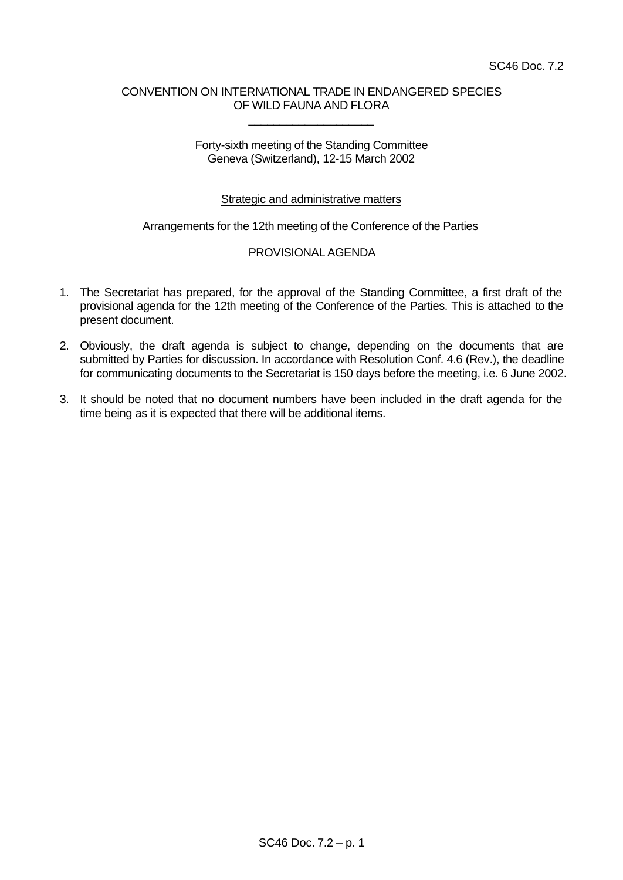SC46 Doc. 7.2

CONVENTION ON INTERNATIONAL TRADE IN ENDANGERED SPECIES
OF WILD FAUNA AND FLORA

\_\_\_\_\_\_\_\_\_\_\_\_\_\_\_\_\_\_\_\_

Forty-sixth meeting of the Standing Committee
Geneva (Switzerland), 12-15 March 2002

Strategic and administrative matters

Arrangements for the 12th meeting of the Conference of the Parties

PROVISIONAL AGENDA

1. The Secretariat has prepared, for the approval of the Standing Committee, a first draft of the provisional agenda for the 12th meeting of the Conference of the Parties. This is attached to the present document.

2. Obviously, the draft agenda is subject to change, depending on the documents that are submitted by Parties for discussion. In accordance with Resolution Conf. 4.6 (Rev.), the deadline for communicating documents to the Secretariat is 150 days before the meeting, i.e. 6 June 2002.

3. It should be noted that no document numbers have been included in the draft agenda for the time being as it is expected that there will be additional items.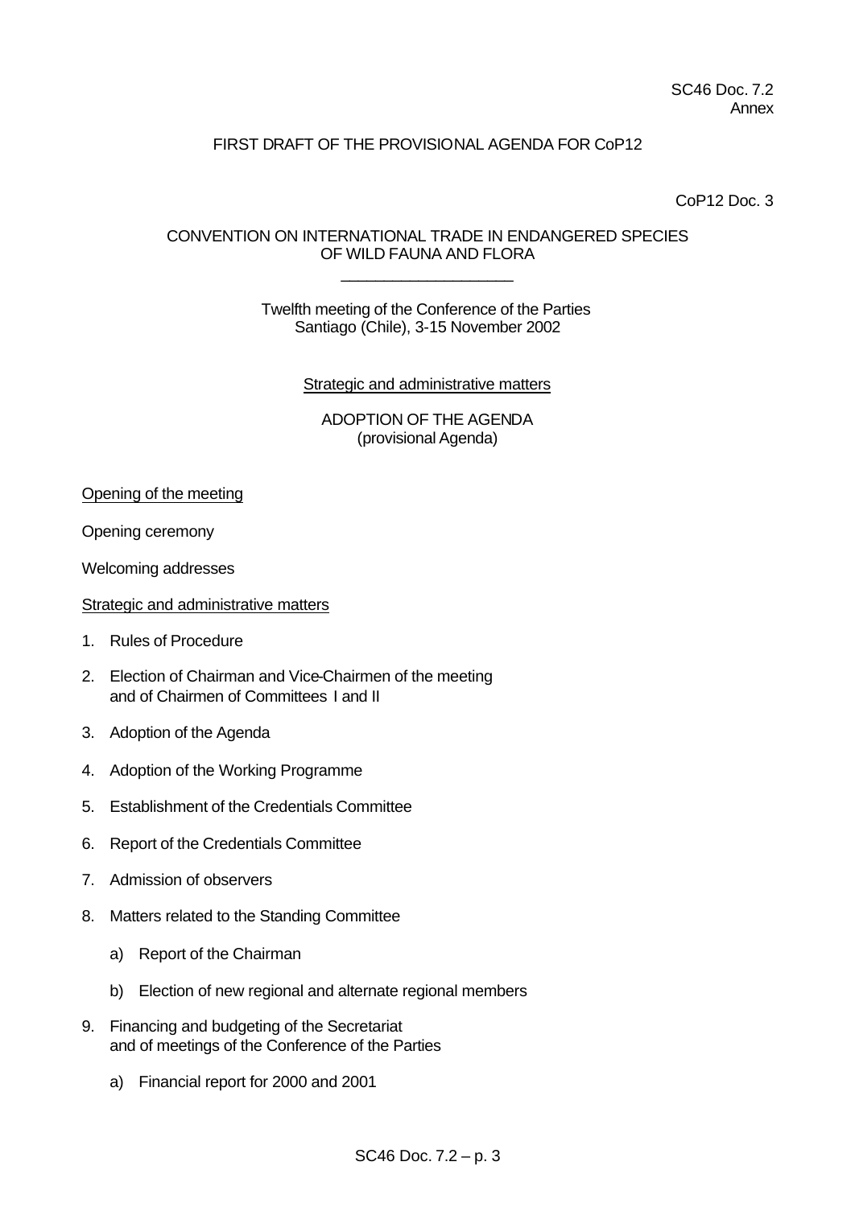SC46 Doc. 7.2
Annex

FIRST DRAFT OF THE PROVISIONAL AGENDA FOR CoP12

CoP12 Doc. 3

CONVENTION ON INTERNATIONAL TRADE IN ENDANGERED SPECIES
OF WILD FAUNA AND FLORA

---

Twelfth meeting of the Conference of the Parties
Santiago (Chile), 3-15 November 2002

Strategic and administrative matters

ADOPTION OF THE AGENDA
(provisional Agenda)

Opening of the meeting

Opening ceremony

Welcoming addresses

Strategic and administrative matters

1. Rules of Procedure

2. Election of Chairman and Vice-Chairmen of the meeting and of Chairmen of Committees I and II

3. Adoption of the Agenda

4. Adoption of the Working Programme

5. Establishment of the Credentials Committee

6. Report of the Credentials Committee

7. Admission of observers

8. Matters related to the Standing Committee

   a) Report of the Chairman

   b) Election of new regional and alternate regional members

9. Financing and budgeting of the Secretariat and of meetings of the Conference of the Parties

   a) Financial report for 2000 and 2001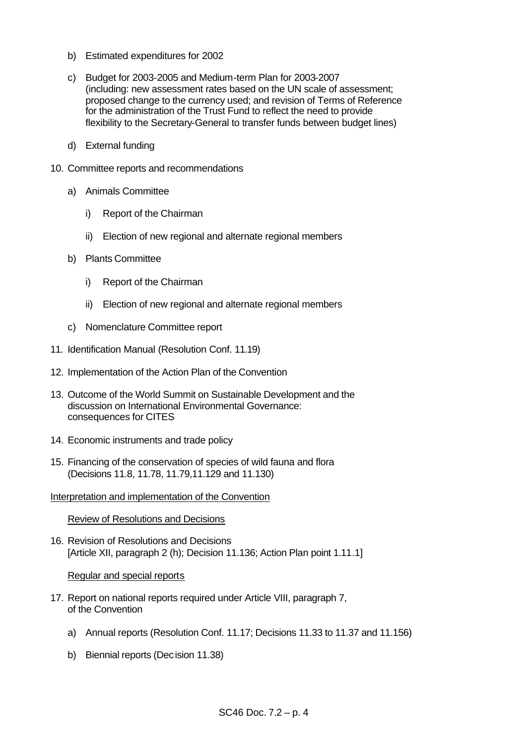b) Estimated expenditures for 2002

c) Budget for 2003-2005 and Medium-term Plan for 2003-2007 (including: new assessment rates based on the UN scale of assessment; proposed change to the currency used; and revision of Terms of Reference for the administration of the Trust Fund to reflect the need to provide flexibility to the Secretary-General to transfer funds between budget lines)

d) External funding

10. Committee reports and recommendations

    a) Animals Committee

        i) Report of the Chairman

        ii) Election of new regional and alternate regional members

    b) Plants Committee

        i) Report of the Chairman

        ii) Election of new regional and alternate regional members

    c) Nomenclature Committee report

11. Identification Manual (Resolution Conf. 11.19)

12. Implementation of the Action Plan of the Convention

13. Outcome of the World Summit on Sustainable Development and the discussion on International Environmental Governance: consequences for CITES

14. Economic instruments and trade policy

15. Financing of the conservation of species of wild fauna and flora (Decisions 11.8, 11.78, 11.79,11.129 and 11.130)

<u>Interpretation and implementation of the Convention</u>

<u>Review of Resolutions and Decisions</u>

16. Revision of Resolutions and Decisions [Article XII, paragraph 2 (h); Decision 11.136; Action Plan point 1.11.1]

<u>Regular and special reports</u>

17. Report on national reports required under Article VIII, paragraph 7, of the Convention

    a) Annual reports (Resolution Conf. 11.17; Decisions 11.33 to 11.37 and 11.156)

    b) Biennial reports (Decision 11.38)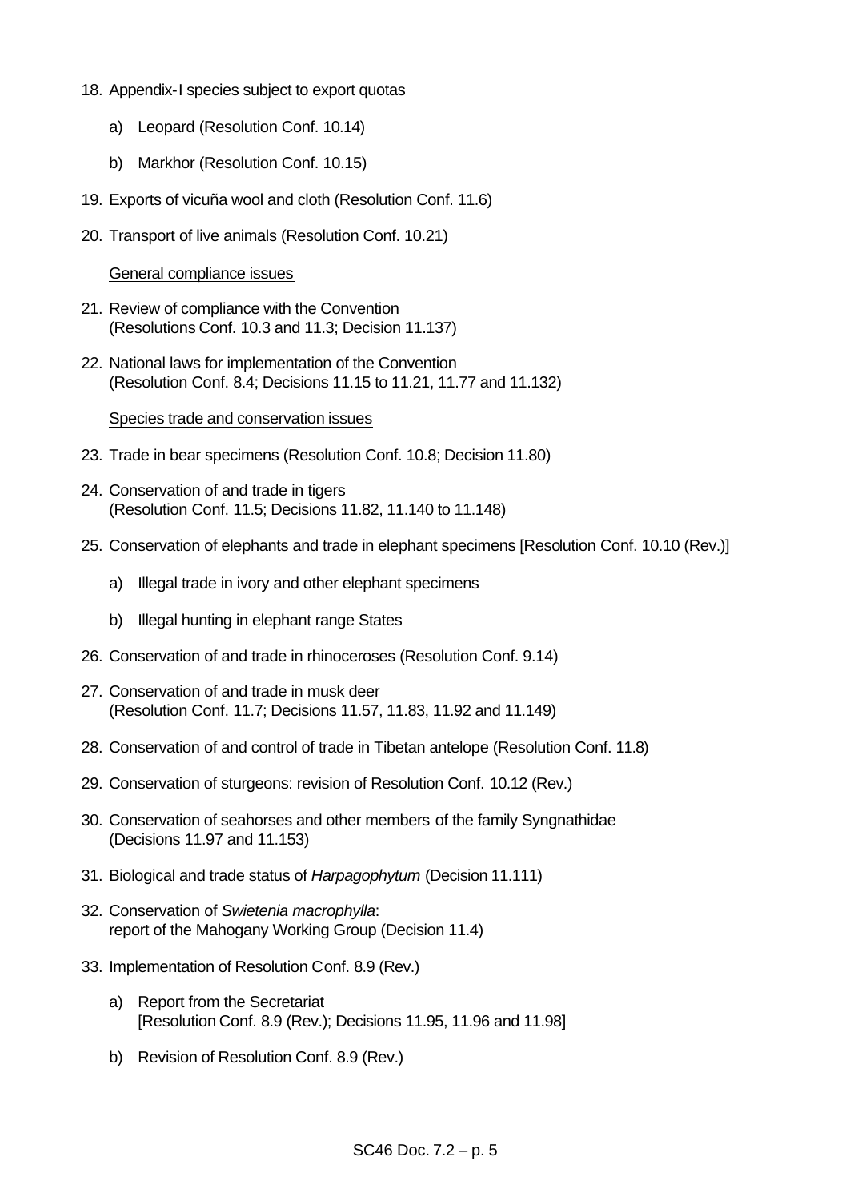18. Appendix-I species subject to export quotas

    a) Leopard (Resolution Conf. 10.14)

    b) Markhor (Resolution Conf. 10.15)

19. Exports of vicuña wool and cloth (Resolution Conf. 11.6)

20. Transport of live animals (Resolution Conf. 10.21)

    <u>General compliance issues</u>

21. Review of compliance with the Convention (Resolutions Conf. 10.3 and 11.3; Decision 11.137)

22. National laws for implementation of the Convention (Resolution Conf. 8.4; Decisions 11.15 to 11.21, 11.77 and 11.132)

    <u>Species trade and conservation issues</u>

23. Trade in bear specimens (Resolution Conf. 10.8; Decision 11.80)

24. Conservation of and trade in tigers (Resolution Conf. 11.5; Decisions 11.82, 11.140 to 11.148)

25. Conservation of elephants and trade in elephant specimens [Resolution Conf. 10.10 (Rev.)]

    a) Illegal trade in ivory and other elephant specimens

    b) Illegal hunting in elephant range States

26. Conservation of and trade in rhinoceroses (Resolution Conf. 9.14)

27. Conservation of and trade in musk deer (Resolution Conf. 11.7; Decisions 11.57, 11.83, 11.92 and 11.149)

28. Conservation of and control of trade in Tibetan antelope (Resolution Conf. 11.8)

29. Conservation of sturgeons: revision of Resolution Conf. 10.12 (Rev.)

30. Conservation of seahorses and other members of the family Syngnathidae (Decisions 11.97 and 11.153)

31. Biological and trade status of *Harpagophytum* (Decision 11.111)

32. Conservation of *Swietenia macrophylla*: report of the Mahogany Working Group (Decision 11.4)

33. Implementation of Resolution Conf. 8.9 (Rev.)

    a) Report from the Secretariat [Resolution Conf. 8.9 (Rev.); Decisions 11.95, 11.96 and 11.98]

    b) Revision of Resolution Conf. 8.9 (Rev.)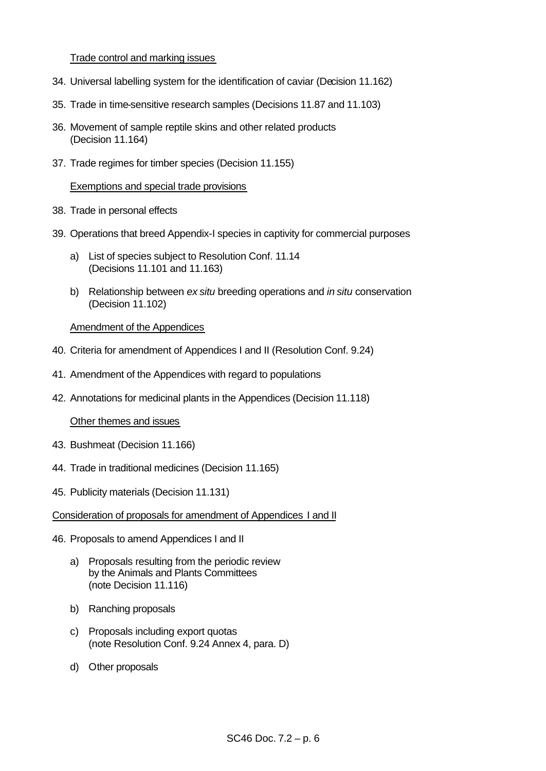Trade control and marking issues

34. Universal labelling system for the identification of caviar (Decision 11.162)

35. Trade in time-sensitive research samples (Decisions 11.87 and 11.103)

36. Movement of sample reptile skins and other related products (Decision 11.164)

37. Trade regimes for timber species (Decision 11.155)

Exemptions and special trade provisions

38. Trade in personal effects

39. Operations that breed Appendix-I species in captivity for commercial purposes

    a) List of species subject to Resolution Conf. 11.14 (Decisions 11.101 and 11.163)

    b) Relationship between *ex situ* breeding operations and *in situ* conservation (Decision 11.102)

Amendment of the Appendices

40. Criteria for amendment of Appendices I and II (Resolution Conf. 9.24)

41. Amendment of the Appendices with regard to populations

42. Annotations for medicinal plants in the Appendices (Decision 11.118)

Other themes and issues

43. Bushmeat (Decision 11.166)

44. Trade in traditional medicines (Decision 11.165)

45. Publicity materials (Decision 11.131)

Consideration of proposals for amendment of Appendices I and II

46. Proposals to amend Appendices I and II

    a) Proposals resulting from the periodic review by the Animals and Plants Committees (note Decision 11.116)

    b) Ranching proposals

    c) Proposals including export quotas (note Resolution Conf. 9.24 Annex 4, para. D)

    d) Other proposals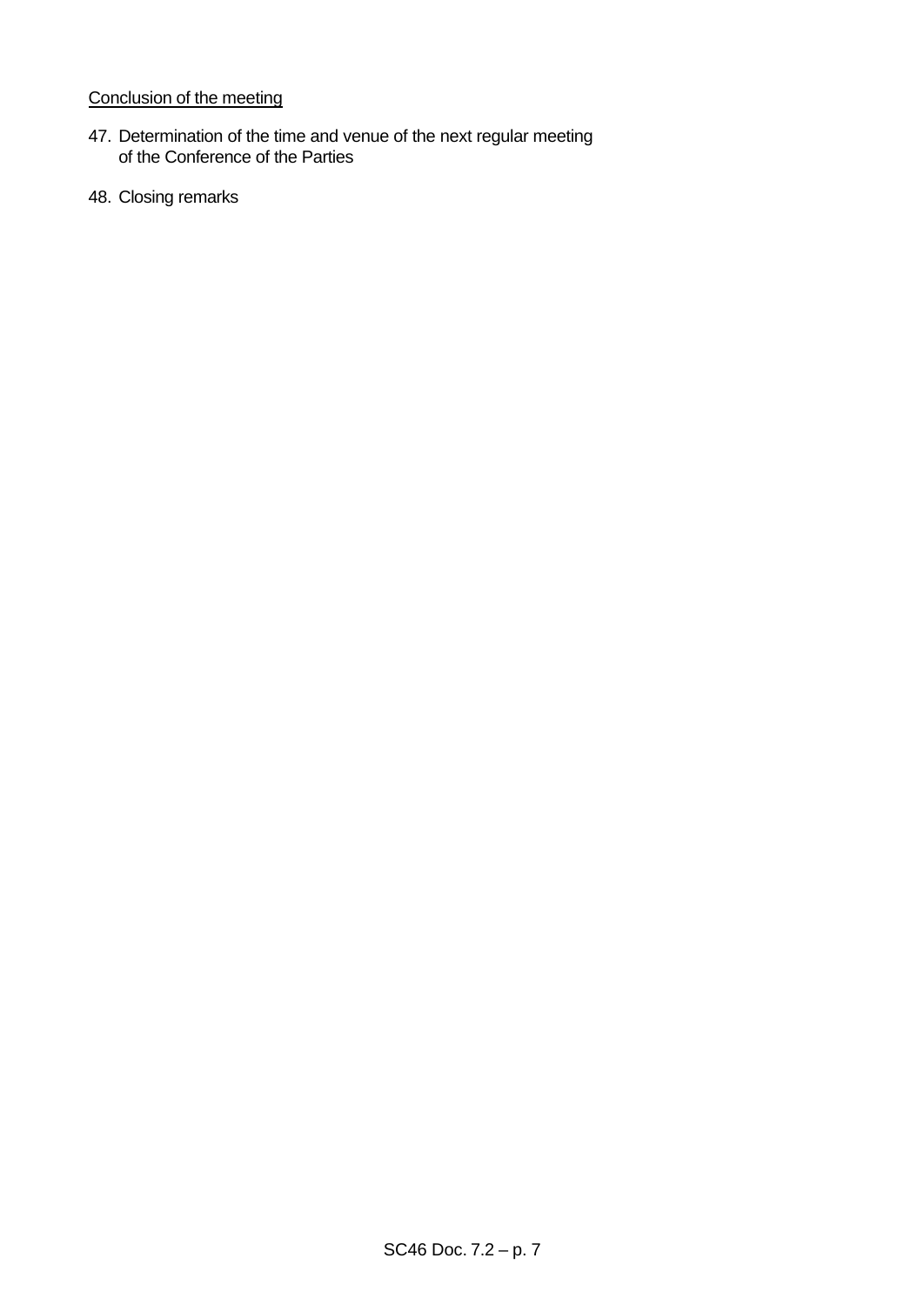<u>Conclusion of the meeting</u>

47. Determination of the time and venue of the next regular meeting of the Conference of the Parties

48. Closing remarks